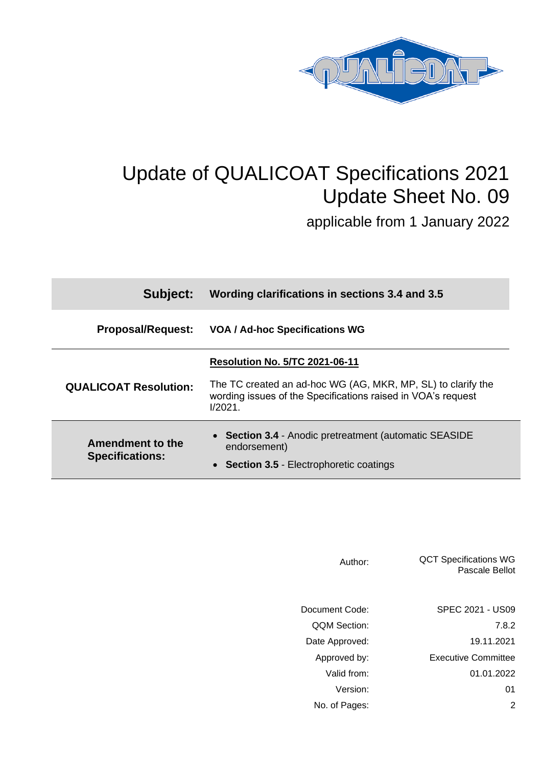# Update of QUALICOAT Specifications 2021
# Update Sheet No. 09

applicable from 1 January 2022

| | |
|---|---|
| **Subject:** | **Wording clarifications in sections 3.4 and 3.5** |
| **Proposal/Request:** | **VOA / Ad-hoc Specifications WG** |
| **QUALICOAT Resolution:** | **Resolution No. 5/TC 2021-06-11**<br><br>The TC created an ad-hoc WG (AG, MKR, MP, SL) to clarify the wording issues of the Specifications raised in VOA's request I/2021. |
| **Amendment to the Specifications:** | • **Section 3.4** - Anodic pretreatment (automatic SEASIDE endorsement)<br>• **Section 3.5** - Electrophoretic coatings |

| | |
|---|---|
| Author: | QCT Specifications WG<br>Pascale Bellot |
| Document Code: | SPEC 2021 - US09 |
| QQM Section: | 7.8.2 |
| Date Approved: | 19.11.2021 |
| Approved by: | Executive Committee |
| Valid from: | 01.01.2022 |
| Version: | 01 |
| No. of Pages: | 2 |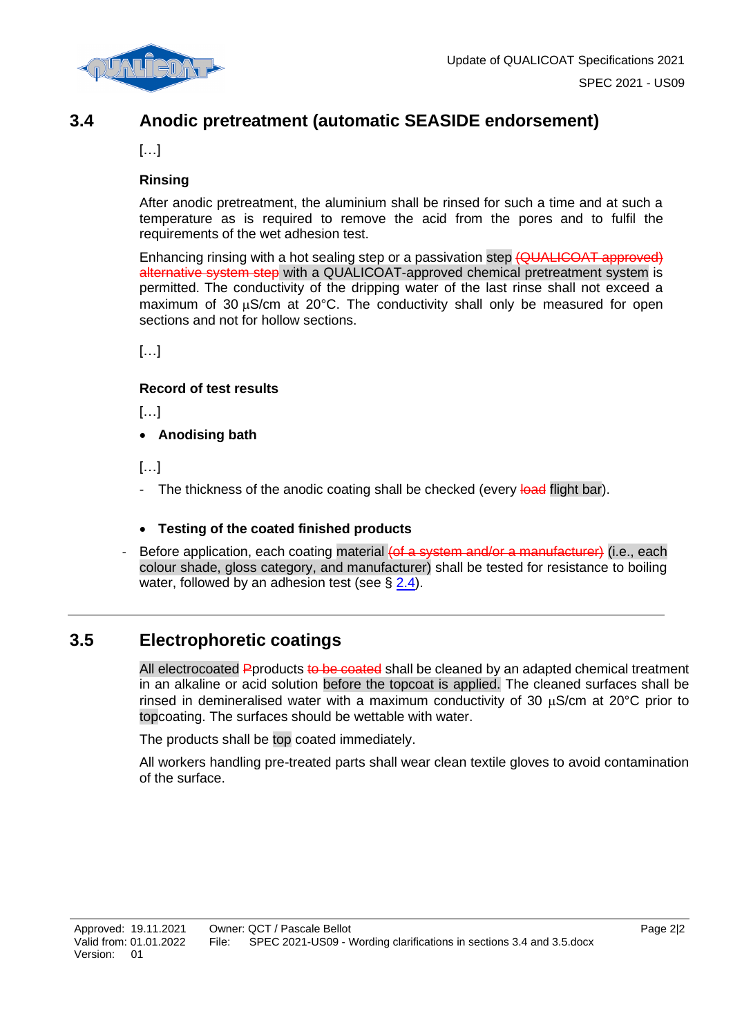## 3.4 Anodic pretreatment (automatic SEASIDE endorsement)

[…]

**Rinsing**

After anodic pretreatment, the aluminium shall be rinsed for such a time and at such a temperature as is required to remove the acid from the pores and to fulfil the requirements of the wet adhesion test.

Enhancing rinsing with a hot sealing step or a passivation step ~~(QUALICOAT approved) alternative system step~~ with a QUALICOAT-approved chemical pretreatment system is permitted. The conductivity of the dripping water of the last rinse shall not exceed a maximum of 30 µS/cm at 20°C. The conductivity shall only be measured for open sections and not for hollow sections.

[…]

**Record of test results**

[…]

- **Anodising bath**

[…]

- The thickness of the anodic coating shall be checked (every ~~load~~ flight bar).

- **Testing of the coated finished products**

- Before application, each coating material ~~(of a system and/or a manufacturer)~~ (i.e., each colour shade, gloss category, and manufacturer) shall be tested for resistance to boiling water, followed by an adhesion test (see § 2.4).

---

## 3.5 Electrophoretic coatings

All electrocoated ~~P~~products ~~to be coated~~ shall be cleaned by an adapted chemical treatment in an alkaline or acid solution before the topcoat is applied. The cleaned surfaces shall be rinsed in demineralised water with a maximum conductivity of 30 µS/cm at 20°C prior to topcoating. The surfaces should be wettable with water.

The products shall be top coated immediately.

All workers handling pre-treated parts shall wear clean textile gloves to avoid contamination of the surface.